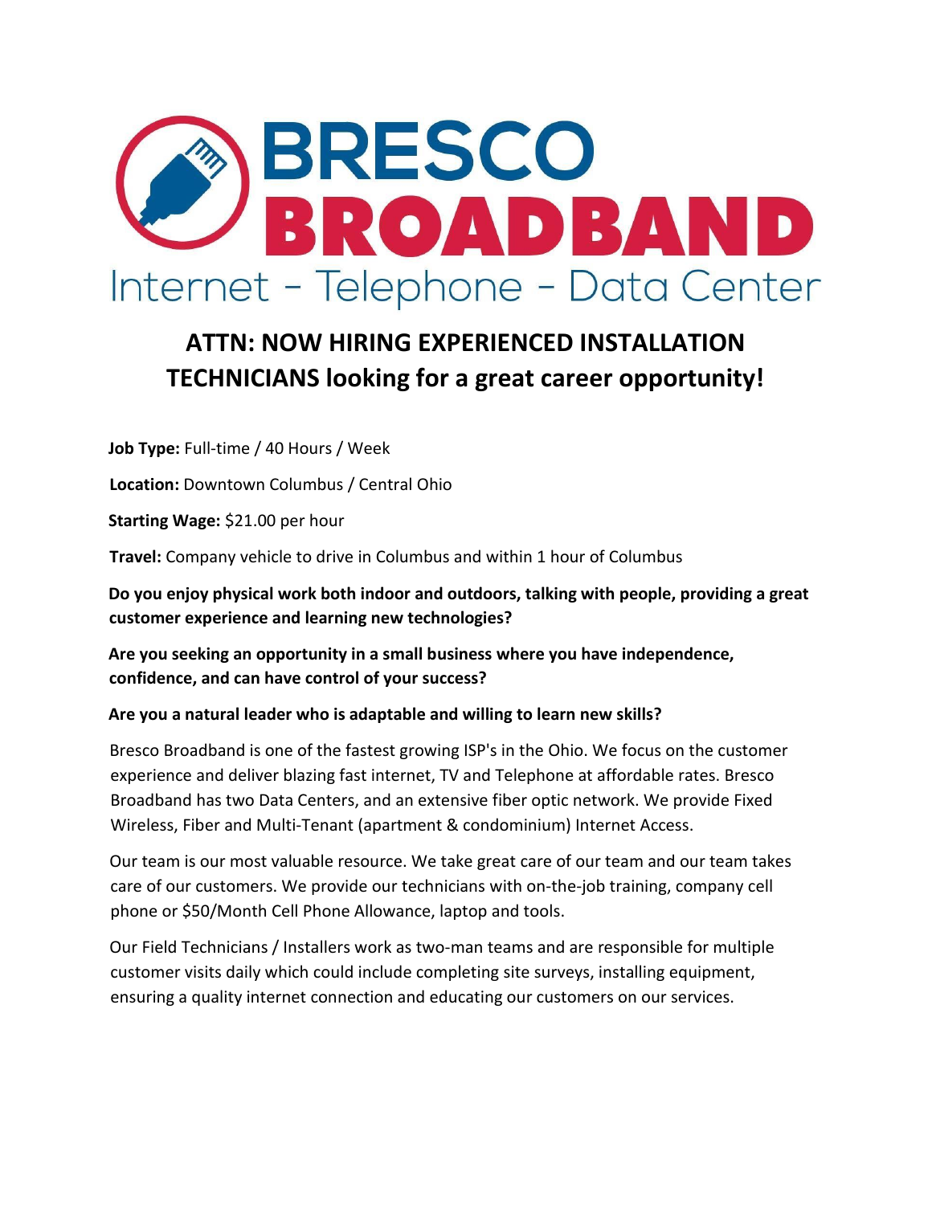# BRESCO BROADBAND

Internet - Telephone - Data Center

## ATTN: NOW HIRING EXPERIENCED INSTALLATION TECHNICIANS looking for a great career opportunity!

**Job Type:** Full-time / 40 Hours / Week

**Location:** Downtown Columbus / Central Ohio

**Starting Wage:** $21.00 per hour

**Travel:** Company vehicle to drive in Columbus and within 1 hour of Columbus

**Do you enjoy physical work both indoor and outdoors, talking with people, providing a great customer experience and learning new technologies?**

**Are you seeking an opportunity in a small business where you have independence, confidence, and can have control of your success?**

**Are you a natural leader who is adaptable and willing to learn new skills?**

Bresco Broadband is one of the fastest growing ISP's in the Ohio. We focus on the customer experience and deliver blazing fast internet, TV and Telephone at affordable rates. Bresco Broadband has two Data Centers, and an extensive fiber optic network. We provide Fixed Wireless, Fiber and Multi-Tenant (apartment & condominium) Internet Access.

Our team is our most valuable resource. We take great care of our team and our team takes care of our customers. We provide our technicians with on-the-job training, company cell phone or $50/Month Cell Phone Allowance, laptop and tools.

Our Field Technicians / Installers work as two-man teams and are responsible for multiple customer visits daily which could include completing site surveys, installing equipment, ensuring a quality internet connection and educating our customers on our services.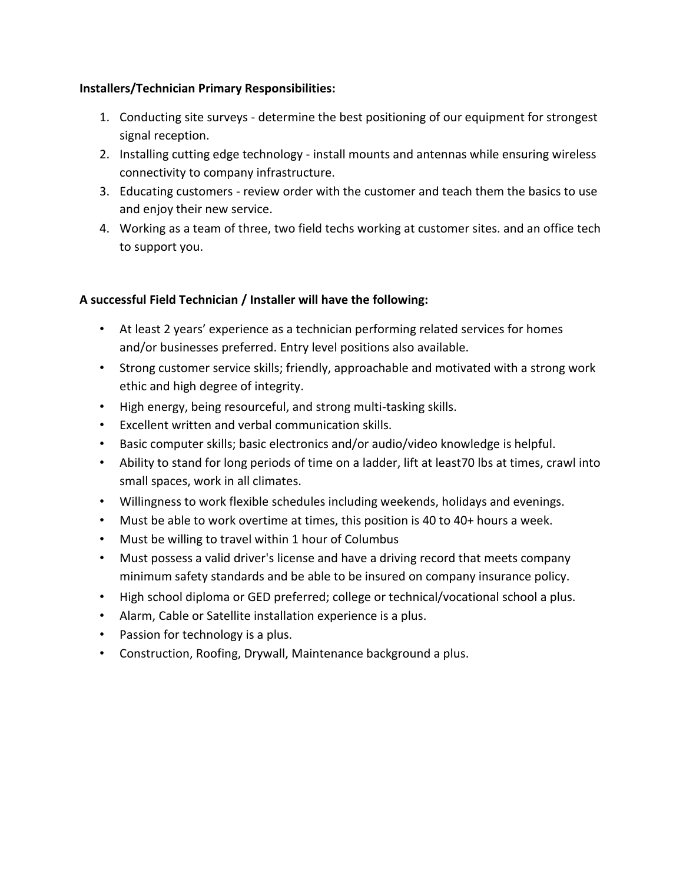**Installers/Technician Primary Responsibilities:**

1. Conducting site surveys - determine the best positioning of our equipment for strongest signal reception.
2. Installing cutting edge technology - install mounts and antennas while ensuring wireless connectivity to company infrastructure.
3. Educating customers - review order with the customer and teach them the basics to use and enjoy their new service.
4. Working as a team of three, two field techs working at customer sites. and an office tech to support you.

**A successful Field Technician / Installer will have the following:**

- At least 2 years' experience as a technician performing related services for homes and/or businesses preferred. Entry level positions also available.
- Strong customer service skills; friendly, approachable and motivated with a strong work ethic and high degree of integrity.
- High energy, being resourceful, and strong multi-tasking skills.
- Excellent written and verbal communication skills.
- Basic computer skills; basic electronics and/or audio/video knowledge is helpful.
- Ability to stand for long periods of time on a ladder, lift at least70 lbs at times, crawl into small spaces, work in all climates.
- Willingness to work flexible schedules including weekends, holidays and evenings.
- Must be able to work overtime at times, this position is 40 to 40+ hours a week.
- Must be willing to travel within 1 hour of Columbus
- Must possess a valid driver's license and have a driving record that meets company minimum safety standards and be able to be insured on company insurance policy.
- High school diploma or GED preferred; college or technical/vocational school a plus.
- Alarm, Cable or Satellite installation experience is a plus.
- Passion for technology is a plus.
- Construction, Roofing, Drywall, Maintenance background a plus.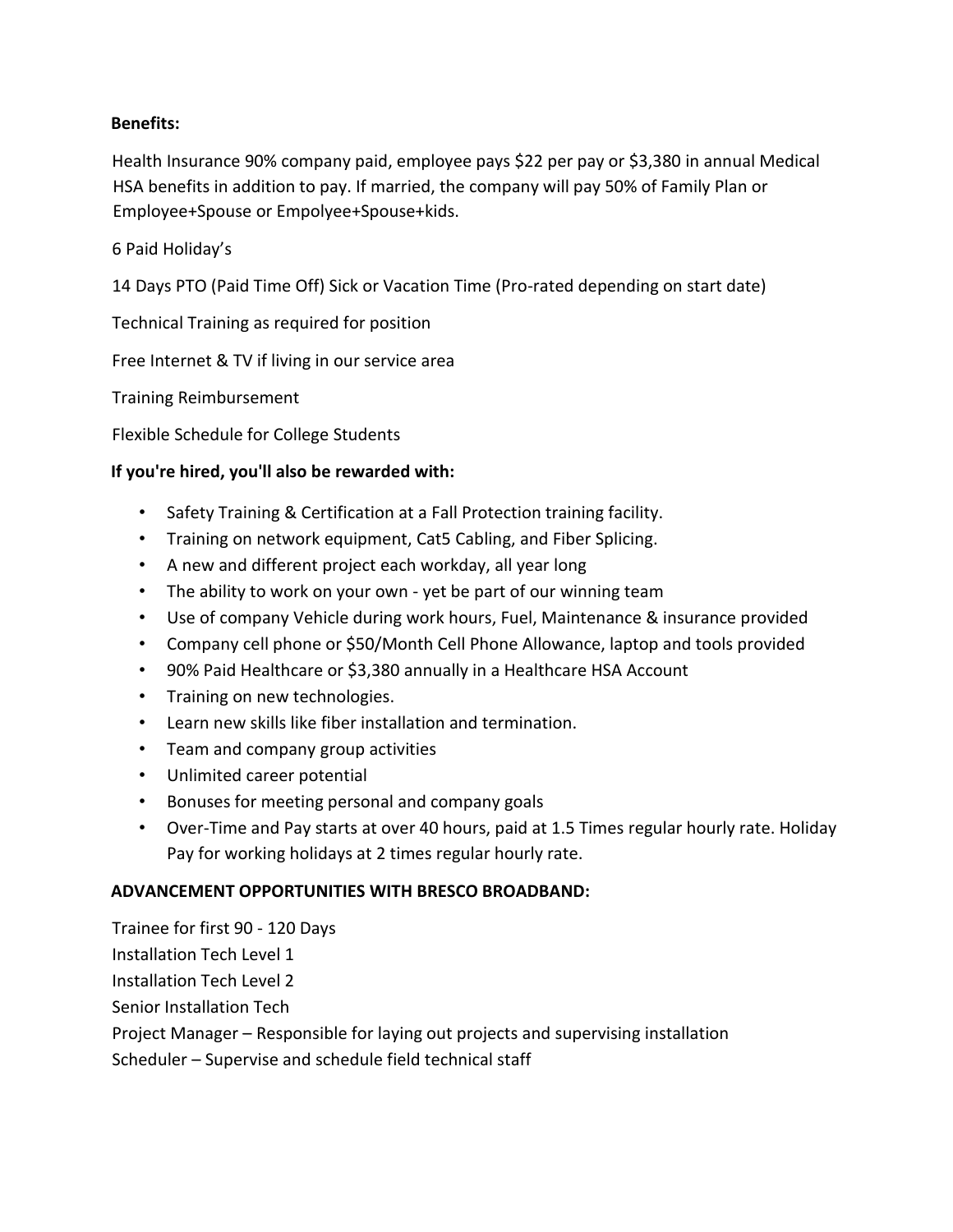**Benefits:**

Health Insurance 90% company paid, employee pays $22 per pay or $3,380 in annual Medical HSA benefits in addition to pay. If married, the company will pay 50% of Family Plan or Employee+Spouse or Empolyee+Spouse+kids.

6 Paid Holiday's

14 Days PTO (Paid Time Off) Sick or Vacation Time (Pro-rated depending on start date)

Technical Training as required for position

Free Internet & TV if living in our service area

Training Reimbursement

Flexible Schedule for College Students

**If you're hired, you'll also be rewarded with:**

- Safety Training & Certification at a Fall Protection training facility.
- Training on network equipment, Cat5 Cabling, and Fiber Splicing.
- A new and different project each workday, all year long
- The ability to work on your own - yet be part of our winning team
- Use of company Vehicle during work hours, Fuel, Maintenance & insurance provided
- Company cell phone or $50/Month Cell Phone Allowance, laptop and tools provided
- 90% Paid Healthcare or $3,380 annually in a Healthcare HSA Account
- Training on new technologies.
- Learn new skills like fiber installation and termination.
- Team and company group activities
- Unlimited career potential
- Bonuses for meeting personal and company goals
- Over-Time and Pay starts at over 40 hours, paid at 1.5 Times regular hourly rate. Holiday Pay for working holidays at 2 times regular hourly rate.

**ADVANCEMENT OPPORTUNITIES WITH BRESCO BROADBAND:**

Trainee for first 90 - 120 Days
Installation Tech Level 1
Installation Tech Level 2
Senior Installation Tech
Project Manager – Responsible for laying out projects and supervising installation
Scheduler – Supervise and schedule field technical staff